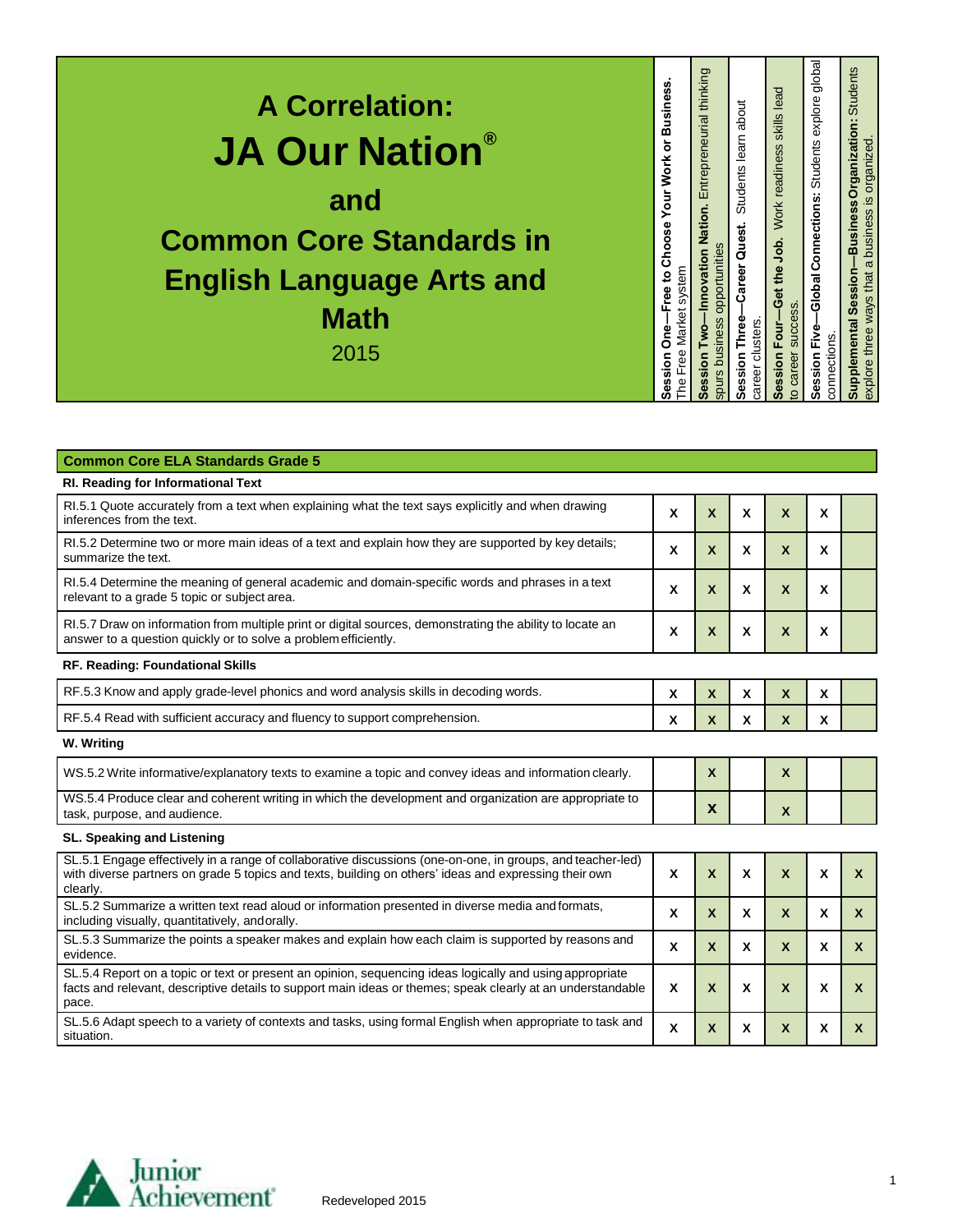# A Correlation: JA Our Nation®

## and

## Common Core Standards in English Language Arts and Math

2015

| Common Core ELA Standards Grade 5 | **Session One—Free to Choose Your Work or Business.** The Free Market system | **Session Two—Innovation Nation.** Entrepreneurial thinking spurs business opportunities | **Session Three—Career Quest.** Students learn about career clusters. | **Session Four—Get the Job.** Work readiness skills lead to career success. | **Session Five—Global Connections:** Students explore global connections. | **Supplemental Session—Business Organization:** Students explore three ways that a business is organized. |
|---|---|---|---|---|---|---|
| **RI. Reading for Informational Text** | | | | | | |
| RI.5.1 Quote accurately from a text when explaining what the text says explicitly and when drawing inferences from the text. | X | X | X | X | X | |
| RI.5.2 Determine two or more main ideas of a text and explain how they are supported by key details; summarize the text. | X | X | X | X | X | |
| RI.5.4 Determine the meaning of general academic and domain-specific words and phrases in a text relevant to a grade 5 topic or subject area. | X | X | X | X | X | |
| RI.5.7 Draw on information from multiple print or digital sources, demonstrating the ability to locate an answer to a question quickly or to solve a problem efficiently. | X | X | X | X | X | |
| **RF. Reading: Foundational Skills** | | | | | | |
| RF.5.3 Know and apply grade-level phonics and word analysis skills in decoding words. | X | X | X | X | X | |
| RF.5.4 Read with sufficient accuracy and fluency to support comprehension. | X | X | X | X | X | |
| **W. Writing** | | | | | | |
| WS.5.2 Write informative/explanatory texts to examine a topic and convey ideas and information clearly. | | X | | X | | |
| WS.5.4 Produce clear and coherent writing in which the development and organization are appropriate to task, purpose, and audience. | | X | | X | | |
| **SL. Speaking and Listening** | | | | | | |
| SL.5.1 Engage effectively in a range of collaborative discussions (one-on-one, in groups, and teacher-led) with diverse partners on grade 5 topics and texts, building on others' ideas and expressing their own clearly. | X | X | X | X | X | X |
| SL.5.2 Summarize a written text read aloud or information presented in diverse media and formats, including visually, quantitatively, and orally. | X | X | X | X | X | X |
| SL.5.3 Summarize the points a speaker makes and explain how each claim is supported by reasons and evidence. | X | X | X | X | X | X |
| SL.5.4 Report on a topic or text or present an opinion, sequencing ideas logically and using appropriate facts and relevant, descriptive details to support main ideas or themes; speak clearly at an understandable pace. | X | X | X | X | X | X |
| SL.5.6 Adapt speech to a variety of contexts and tasks, using formal English when appropriate to task and situation. | X | X | X | X | X | X |

Junior Achievement

Redeveloped 2015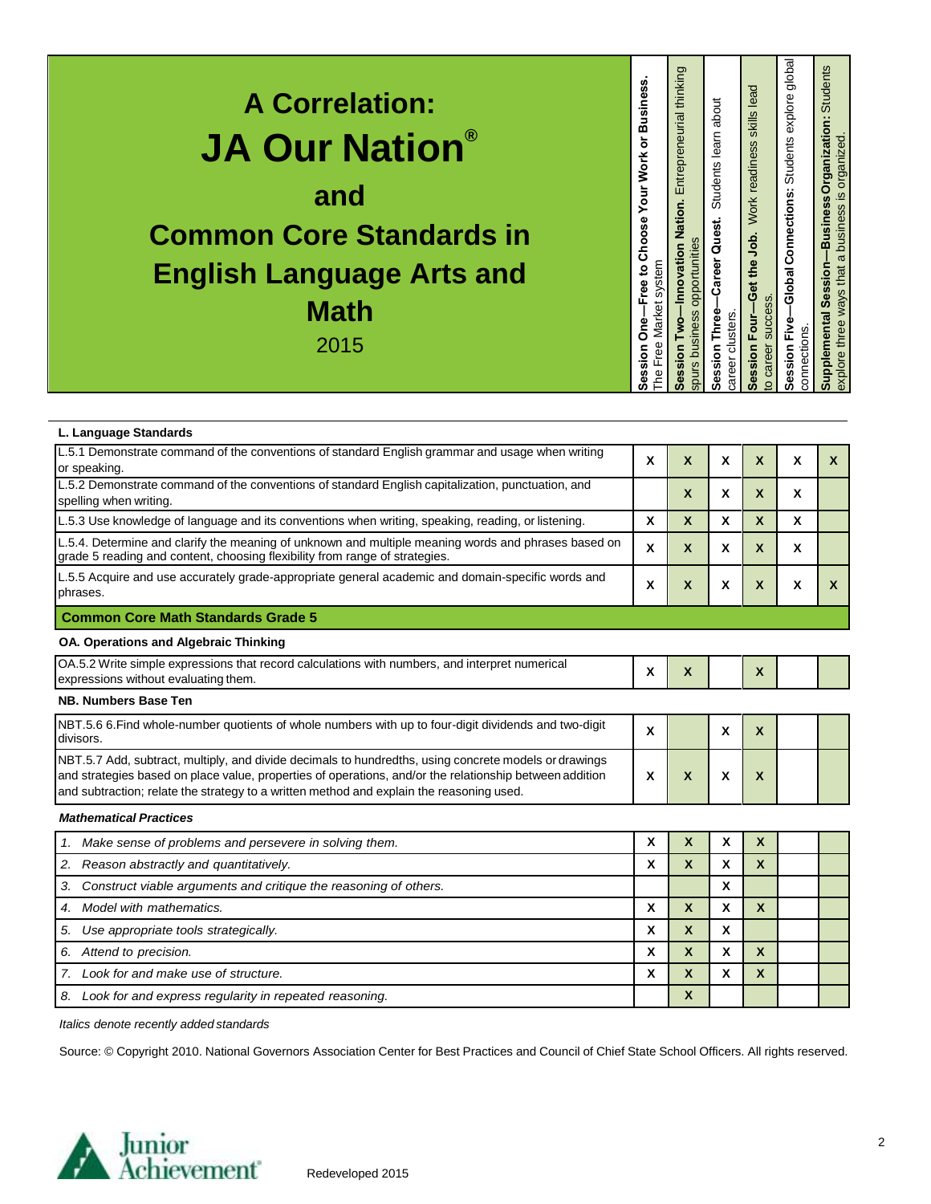# A Correlation: JA Our Nation® and Common Core Standards in English Language Arts and Math

2015

| | Session One—Free to Choose Your Work or Business. The Free Market system | Session Two—Innovation Nation. Entrepreneurial thinking spurs business opportunities | Session Three—Career Quest. Students learn about career clusters. | Session Four—Get the Job. Work readiness skills lead to career success. | Session Five—Global Connections: Students explore global connections. | Supplemental Session—Business Organization: Students explore three ways that a business is organized. |
|---|---|---|---|---|---|---|
| **L. Language Standards** | | | | | | |
| L.5.1 Demonstrate command of the conventions of standard English grammar and usage when writing or speaking. | X | X | X | X | X | X |
| L.5.2 Demonstrate command of the conventions of standard English capitalization, punctuation, and spelling when writing. | | X | X | X | X | |
| L.5.3 Use knowledge of language and its conventions when writing, speaking, reading, or listening. | X | X | X | X | X | |
| L.5.4. Determine and clarify the meaning of unknown and multiple meaning words and phrases based on grade 5 reading and content, choosing flexibility from range of strategies. | X | X | X | X | X | |
| L.5.5 Acquire and use accurately grade-appropriate general academic and domain-specific words and phrases. | X | X | X | X | X | X |
| **Common Core Math Standards Grade 5** | | | | | | |
| **OA. Operations and Algebraic Thinking** | | | | | | |
| OA.5.2 Write simple expressions that record calculations with numbers, and interpret numerical expressions without evaluating them. | X | X | | X | | |
| **NB. Numbers Base Ten** | | | | | | |
| NBT.5.6 6.Find whole-number quotients of whole numbers with up to four-digit dividends and two-digit divisors. | X | | X | X | | |
| NBT.5.7 Add, subtract, multiply, and divide decimals to hundredths, using concrete models or drawings and strategies based on place value, properties of operations, and/or the relationship between addition and subtraction; relate the strategy to a written method and explain the reasoning used. | X | X | X | X | | |
| ***Mathematical Practices*** | | | | | | |
| *1. Make sense of problems and persevere in solving them.* | X | X | X | X | | |
| *2. Reason abstractly and quantitatively.* | X | X | X | X | | |
| *3. Construct viable arguments and critique the reasoning of others.* | | | X | | | |
| *4. Model with mathematics.* | X | X | X | X | | |
| *5. Use appropriate tools strategically.* | X | X | X | | | |
| *6. Attend to precision.* | X | X | X | X | | |
| *7. Look for and make use of structure.* | X | X | X | X | | |
| *8. Look for and express regularity in repeated reasoning.* | | X | | | | |

*Italics denote recently added standards*

Source: © Copyright 2010. National Governors Association Center for Best Practices and Council of Chief State School Officers. All rights reserved.

Redeveloped 2015